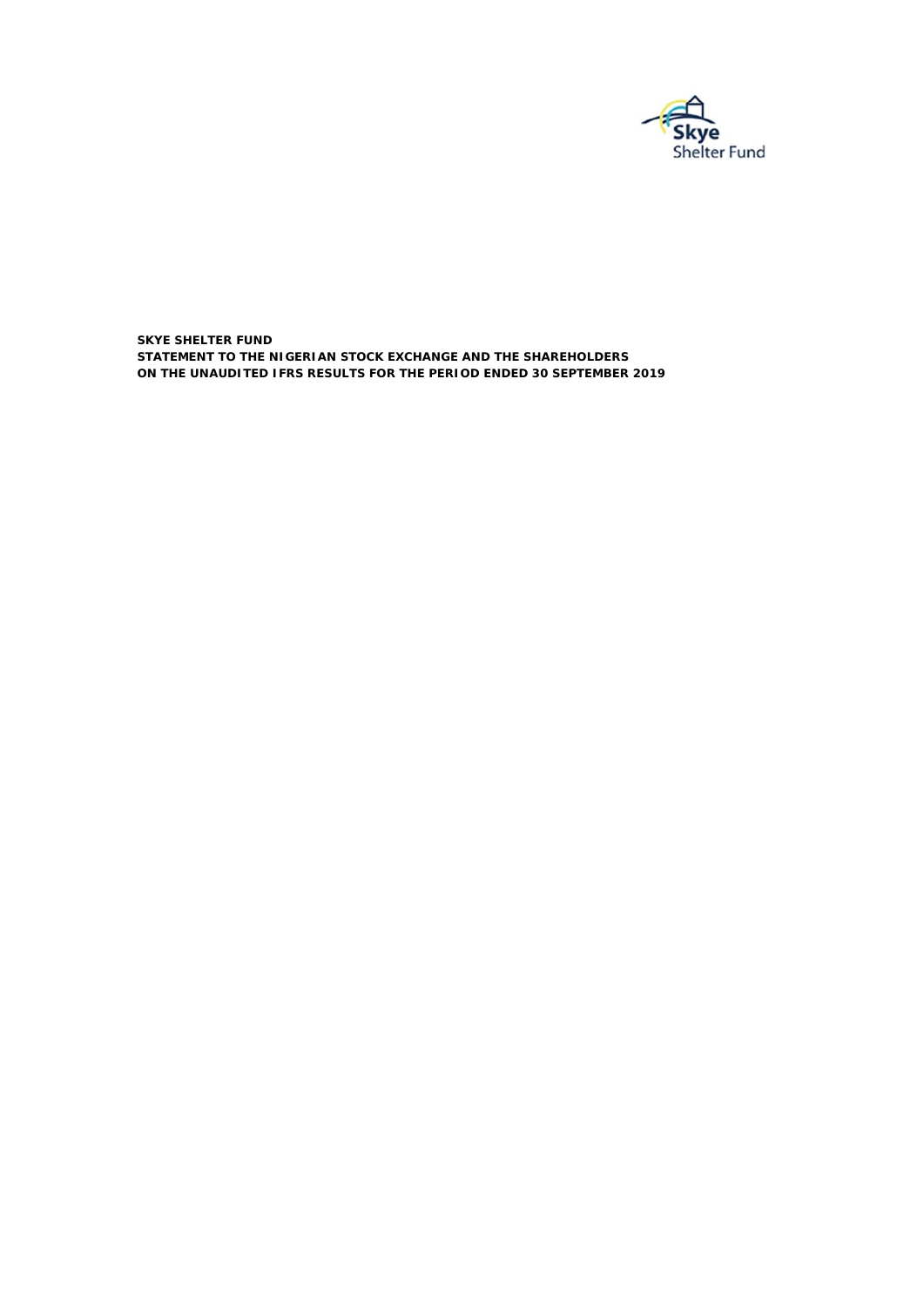**SKYE SHELTER FUND**
**STATEMENT TO THE NIGERIAN STOCK EXCHANGE AND THE SHAREHOLDERS**
**ON THE UNAUDITED IFRS RESULTS FOR THE PERIOD ENDED 30 SEPTEMBER 2019**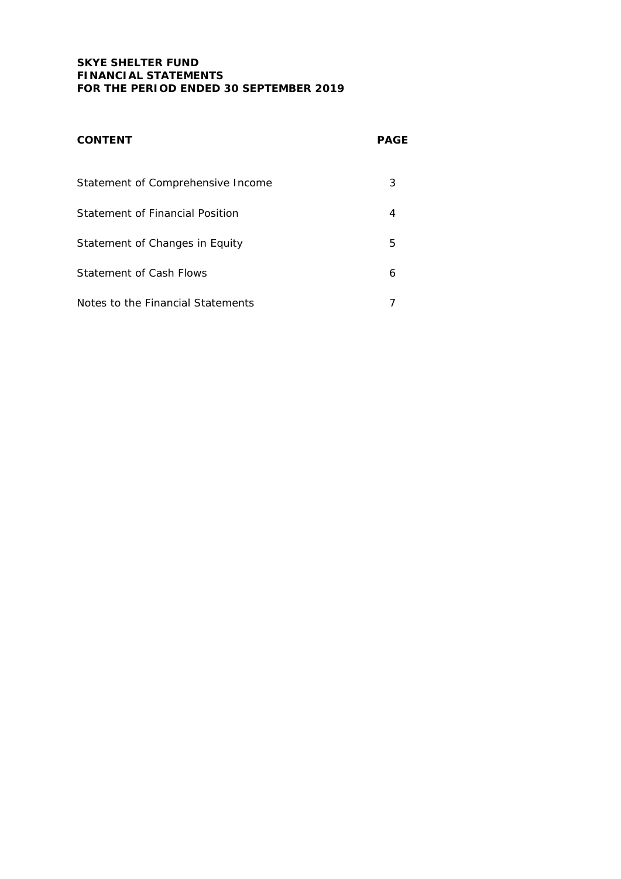**SKYE SHELTER FUND**
**FINANCIAL STATEMENTS**
**FOR THE PERIOD ENDED 30 SEPTEMBER 2019**

| **CONTENT** | **PAGE** |
| --- | --- |
| Statement of Comprehensive Income | 3 |
| Statement of Financial Position | 4 |
| Statement of Changes in Equity | 5 |
| Statement of Cash Flows | 6 |
| Notes to the Financial Statements | 7 |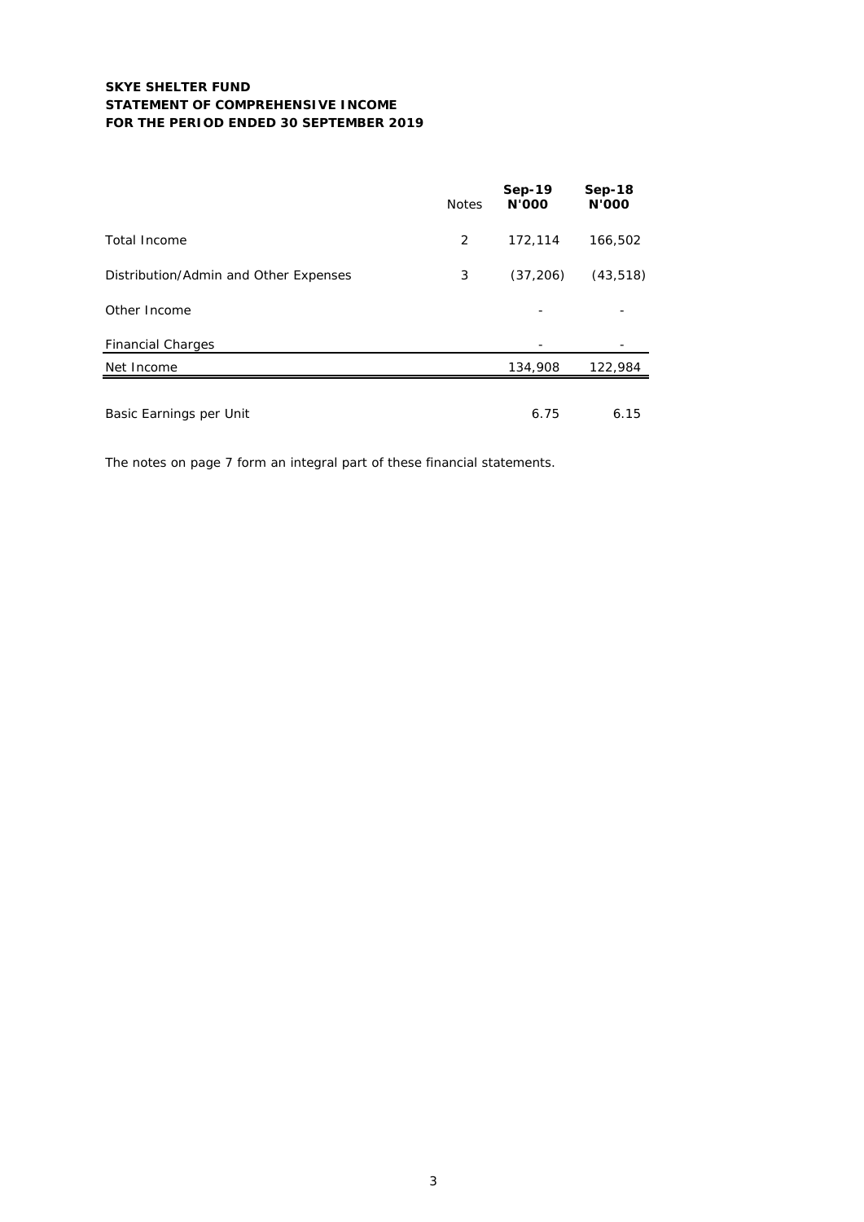**SKYE SHELTER FUND**
**STATEMENT OF COMPREHENSIVE INCOME**
**FOR THE PERIOD ENDED 30 SEPTEMBER 2019**

| | Notes | **Sep-19 N'000** | **Sep-18 N'000** |
|---|---|---|---|
| Total Income | 2 | 172,114 | 166,502 |
| Distribution/Admin and Other Expenses | 3 | (37,206) | (43,518) |
| Other Income | | - | - |
| Financial Charges | | - | - |
| Net Income | | 134,908 | 122,984 |
| Basic Earnings per Unit | | 6.75 | 6.15 |

The notes on page 7 form an integral part of these financial statements.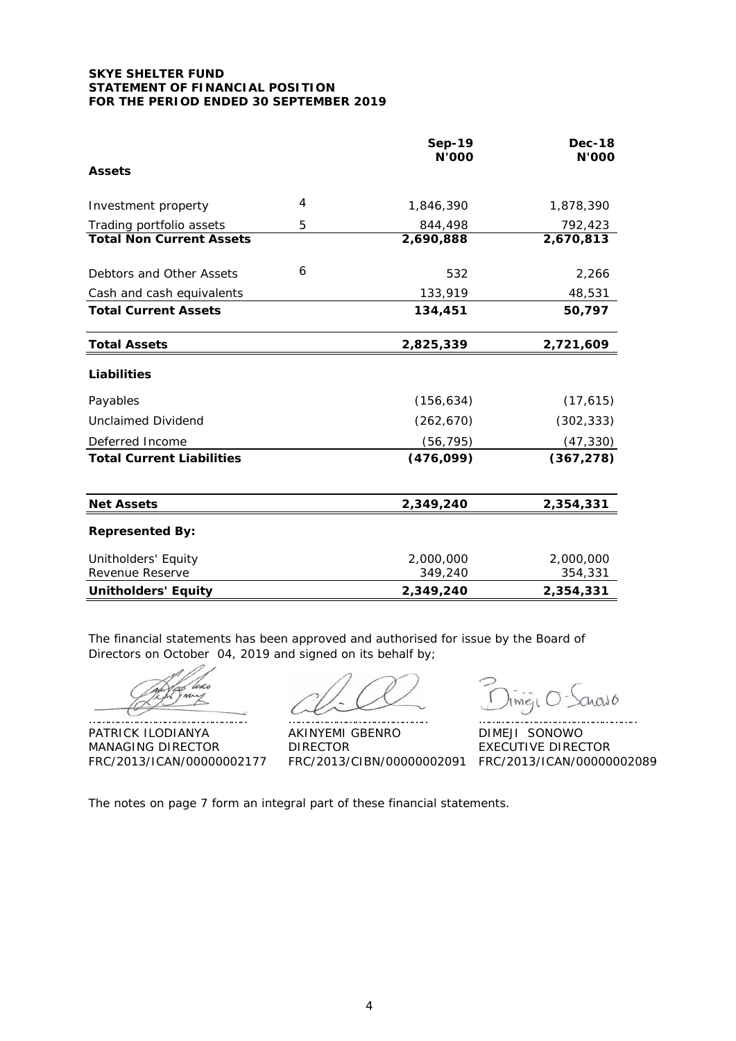**SKYE SHELTER FUND**
**STATEMENT OF FINANCIAL POSITION**
**FOR THE PERIOD ENDED 30 SEPTEMBER 2019**

| | | **Sep-19 N'000** | **Dec-18 N'000** |
|---|---|---|---|
| **Assets** | | | |
| Investment property | 4 | 1,846,390 | 1,878,390 |
| Trading portfolio assets | 5 | 844,498 | 792,423 |
| **Total Non Current Assets** | | **2,690,888** | **2,670,813** |
| Debtors and Other Assets | 6 | 532 | 2,266 |
| Cash and cash equivalents | | 133,919 | 48,531 |
| **Total Current Assets** | | **134,451** | **50,797** |
| **Total Assets** | | **2,825,339** | **2,721,609** |
| **Liabilities** | | | |
| Payables | | (156,634) | (17,615) |
| Unclaimed Dividend | | (262,670) | (302,333) |
| Deferred Income | | (56,795) | (47,330) |
| **Total Current Liabilities** | | **(476,099)** | **(367,278)** |
| **Net Assets** | | **2,349,240** | **2,354,331** |
| **Represented By:** | | | |
| Unitholders' Equity | | 2,000,000 | 2,000,000 |
| Revenue Reserve | | 349,240 | 354,331 |
| **Unitholders' Equity** | | **2,349,240** | **2,354,331** |

The financial statements has been approved and authorised for issue by the Board of Directors on October 04, 2019 and signed on its behalf by;

| | | |
|---|---|---|
| PATRICK ILODIANYA | AKINYEMI GBENRO | DIMEJI SONOWO |
| MANAGING DIRECTOR | DIRECTOR | EXECUTIVE DIRECTOR |
| FRC/2013/ICAN/00000002177 | FRC/2013/CIBN/00000002091 | FRC/2013/ICAN/00000002089 |

The notes on page 7 form an integral part of these financial statements.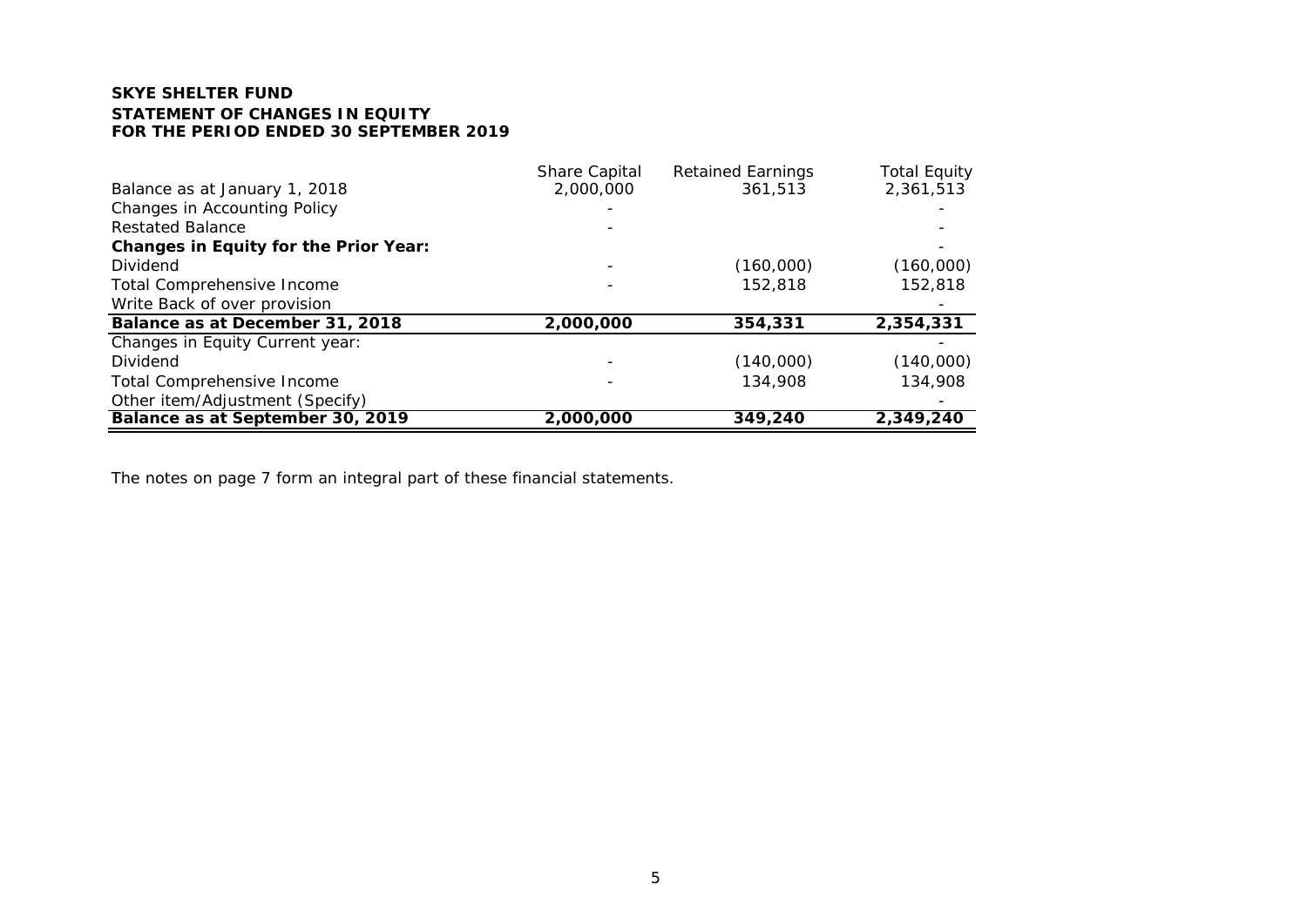**SKYE SHELTER FUND**
**STATEMENT OF CHANGES IN EQUITY**
**FOR THE PERIOD ENDED 30 SEPTEMBER 2019**

| | Share Capital | Retained Earnings | Total Equity |
|---|---|---|---|
| Balance as at January 1, 2018 | 2,000,000 | 361,513 | 2,361,513 |
| Changes in Accounting Policy | - | | - |
| Restated Balance | - | | - |
| **Changes in Equity for the Prior Year:** | | | - |
| Dividend | - | (160,000) | (160,000) |
| Total Comprehensive Income | - | 152,818 | 152,818 |
| Write Back of over provision | | | - |
| **Balance as at December 31, 2018** | **2,000,000** | **354,331** | **2,354,331** |
| Changes in Equity Current year: | | | - |
| Dividend | - | (140,000) | (140,000) |
| Total Comprehensive Income | - | 134,908 | 134,908 |
| Other item/Adjustment (Specify) | | | - |
| **Balance as at September 30, 2019** | **2,000,000** | **349,240** | **2,349,240** |

The notes on page 7 form an integral part of these financial statements.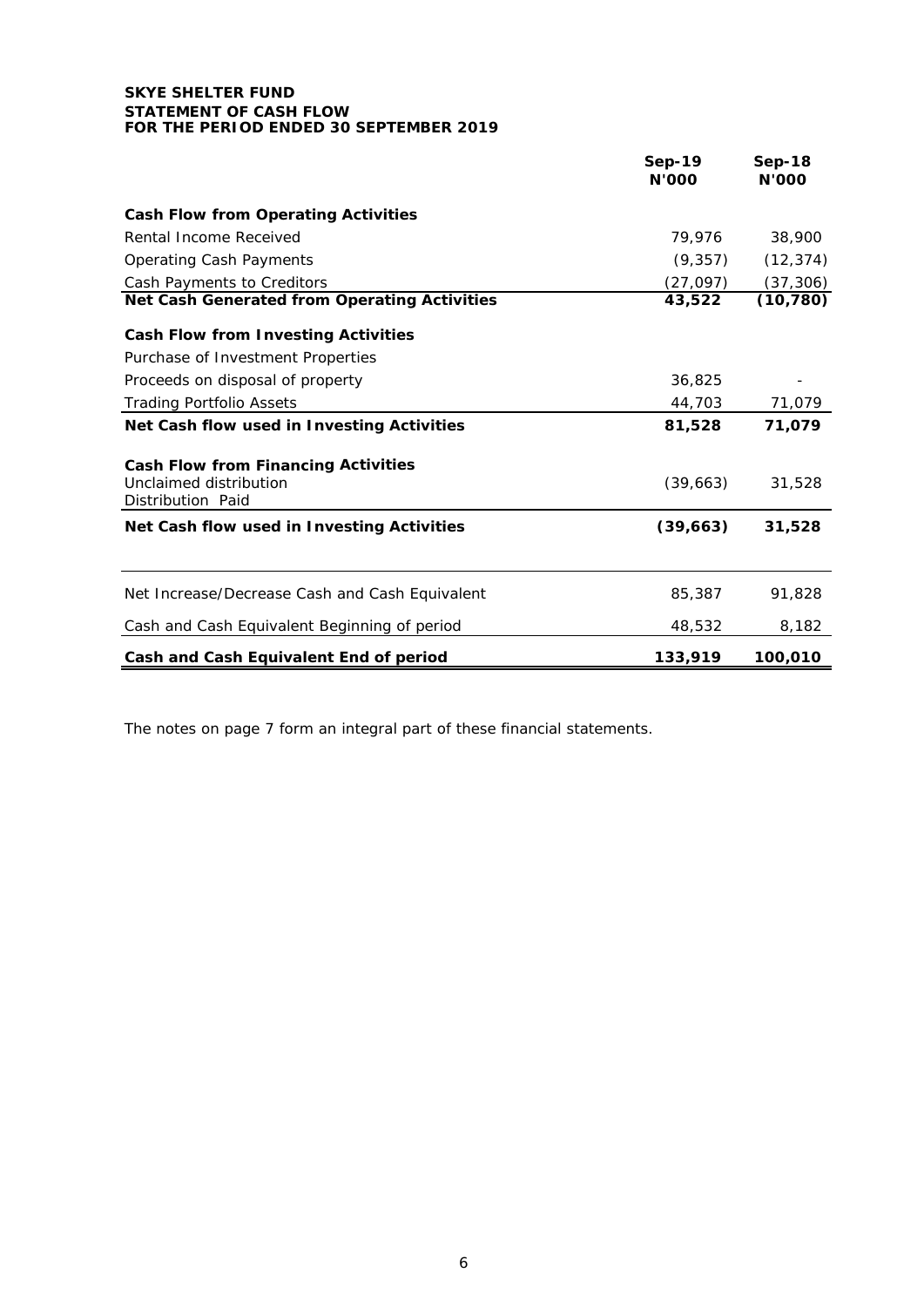**SKYE SHELTER FUND**
**STATEMENT OF CASH FLOW**
**FOR THE PERIOD ENDED 30 SEPTEMBER 2019**

| | Sep-19<br>N'000 | Sep-18<br>N'000 |
|---|---|---|
| **Cash Flow from Operating Activities** | | |
| Rental Income Received | 79,976 | 38,900 |
| Operating Cash Payments | (9,357) | (12,374) |
| Cash Payments to Creditors | (27,097) | (37,306) |
| **Net Cash Generated from Operating Activities** | **43,522** | **(10,780)** |
| **Cash Flow from Investing Activities** | | |
| Purchase of Investment Properties | | |
| Proceeds on disposal of property | 36,825 | - |
| Trading Portfolio Assets | 44,703 | 71,079 |
| **Net Cash flow used in Investing Activities** | **81,528** | **71,079** |
| **Cash Flow from Financing Activities** | | |
| Unclaimed distribution | (39,663) | 31,528 |
| Distribution Paid | | |
| **Net Cash flow used in Investing Activities** | **(39,663)** | **31,528** |
| Net Increase/Decrease Cash and Cash Equivalent | 85,387 | 91,828 |
| Cash and Cash Equivalent Beginning of period | 48,532 | 8,182 |
| **Cash and Cash Equivalent End of period** | **133,919** | **100,010** |

The notes on page 7 form an integral part of these financial statements.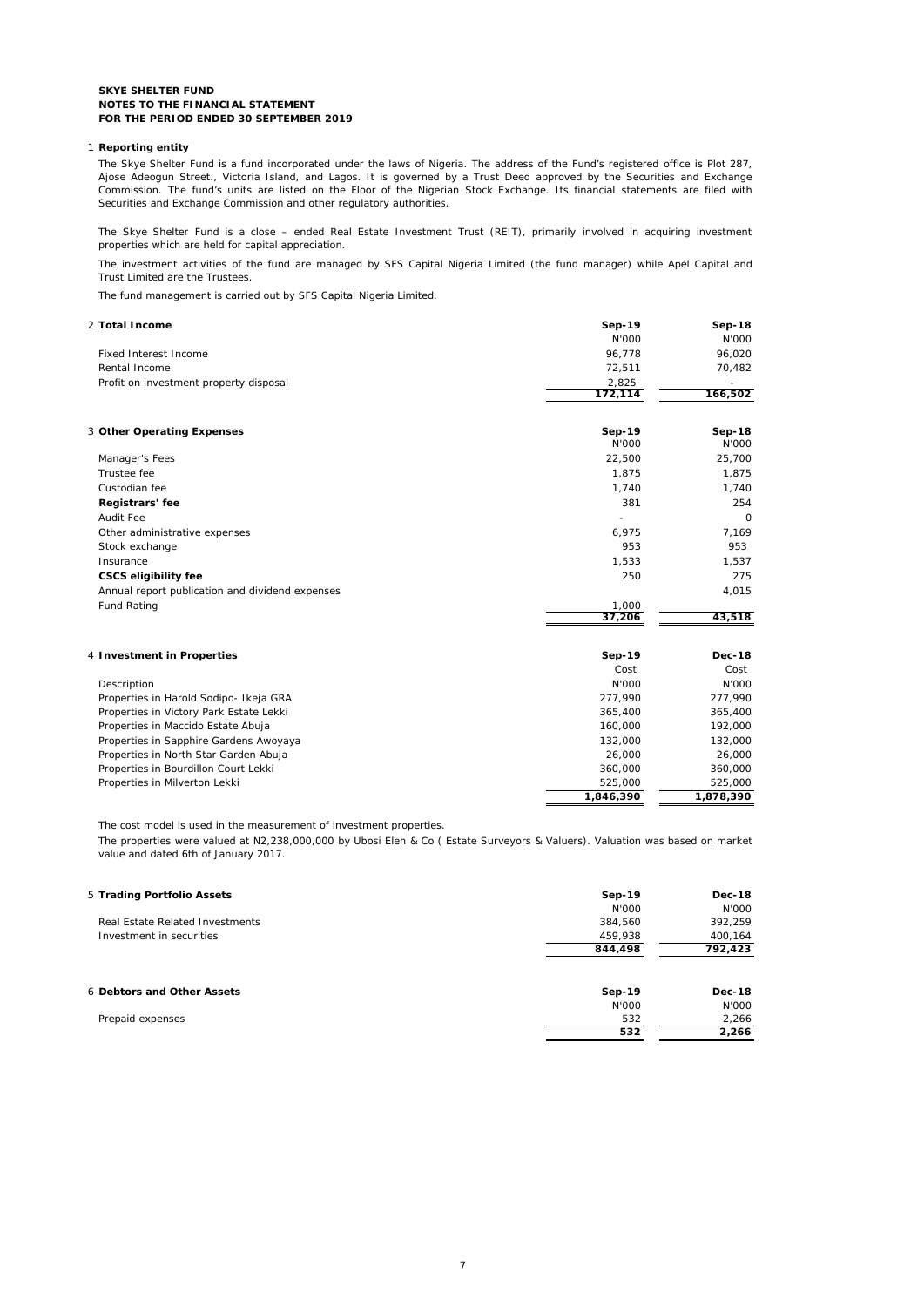**SKYE SHELTER FUND**
**NOTES TO THE FINANCIAL STATEMENT**
**FOR THE PERIOD ENDED 30 SEPTEMBER 2019**

## 1 Reporting entity

The Skye Shelter Fund is a fund incorporated under the laws of Nigeria. The address of the Fund's registered office is Plot 287, Ajose Adeogun Street., Victoria Island, and Lagos. It is governed by a Trust Deed approved by the Securities and Exchange Commission. The fund's units are listed on the Floor of the Nigerian Stock Exchange. Its financial statements are filed with Securities and Exchange Commission and other regulatory authorities.

The Skye Shelter Fund is a close – ended Real Estate Investment Trust (REIT), primarily involved in acquiring investment properties which are held for capital appreciation.

The investment activities of the fund are managed by SFS Capital Nigeria Limited (the fund manager) while Apel Capital and Trust Limited are the Trustees.

The fund management is carried out by SFS Capital Nigeria Limited.

## 2 Total Income

| | Sep-19 | Sep-18 |
|---|---|---|
| | N'000 | N'000 |
| Fixed Interest Income | 96,778 | 96,020 |
| Rental Income | 72,511 | 70,482 |
| Profit on investment property disposal | 2,825 | - |
| | **172,114** | **166,502** |

## 3 Other Operating Expenses

| | Sep-19 | Sep-18 |
|---|---|---|
| | N'000 | N'000 |
| Manager's Fees | 22,500 | 25,700 |
| Trustee fee | 1,875 | 1,875 |
| Custodian fee | 1,740 | 1,740 |
| **Registrars' fee** | 381 | 254 |
| Audit Fee | - | 0 |
| Other administrative expenses | 6,975 | 7,169 |
| Stock exchange | 953 | 953 |
| Insurance | 1,533 | 1,537 |
| **CSCS eligibility fee** | 250 | 275 |
| Annual report publication and dividend expenses | | 4,015 |
| Fund Rating | 1,000 | |
| | **37,206** | **43,518** |

## 4 Investment in Properties

| | Sep-19 | Dec-18 |
|---|---|---|
| | Cost | Cost |
| Description | N'000 | N'000 |
| Properties in Harold Sodipo- Ikeja GRA | 277,990 | 277,990 |
| Properties in Victory Park Estate Lekki | 365,400 | 365,400 |
| Properties in Maccido Estate Abuja | 160,000 | 192,000 |
| Properties in Sapphire Gardens Awoyaya | 132,000 | 132,000 |
| Properties in North Star Garden Abuja | 26,000 | 26,000 |
| Properties in Bourdillon Court Lekki | 360,000 | 360,000 |
| Properties in Milverton Lekki | 525,000 | 525,000 |
| | **1,846,390** | **1,878,390** |

The cost model is used in the measurement of investment properties.

The properties were valued at N2,238,000,000 by Ubosi Eleh & Co ( Estate Surveyors & Valuers). Valuation was based on market value and dated 6th of January 2017.

## 5 Trading Portfolio Assets

| | Sep-19 | Dec-18 |
|---|---|---|
| | N'000 | N'000 |
| Real Estate Related Investments | 384,560 | 392,259 |
| Investment in securities | 459,938 | 400,164 |
| | **844,498** | **792,423** |

## 6 Debtors and Other Assets

| | Sep-19 | Dec-18 |
|---|---|---|
| | N'000 | N'000 |
| Prepaid expenses | 532 | 2,266 |
| | **532** | **2,266** |